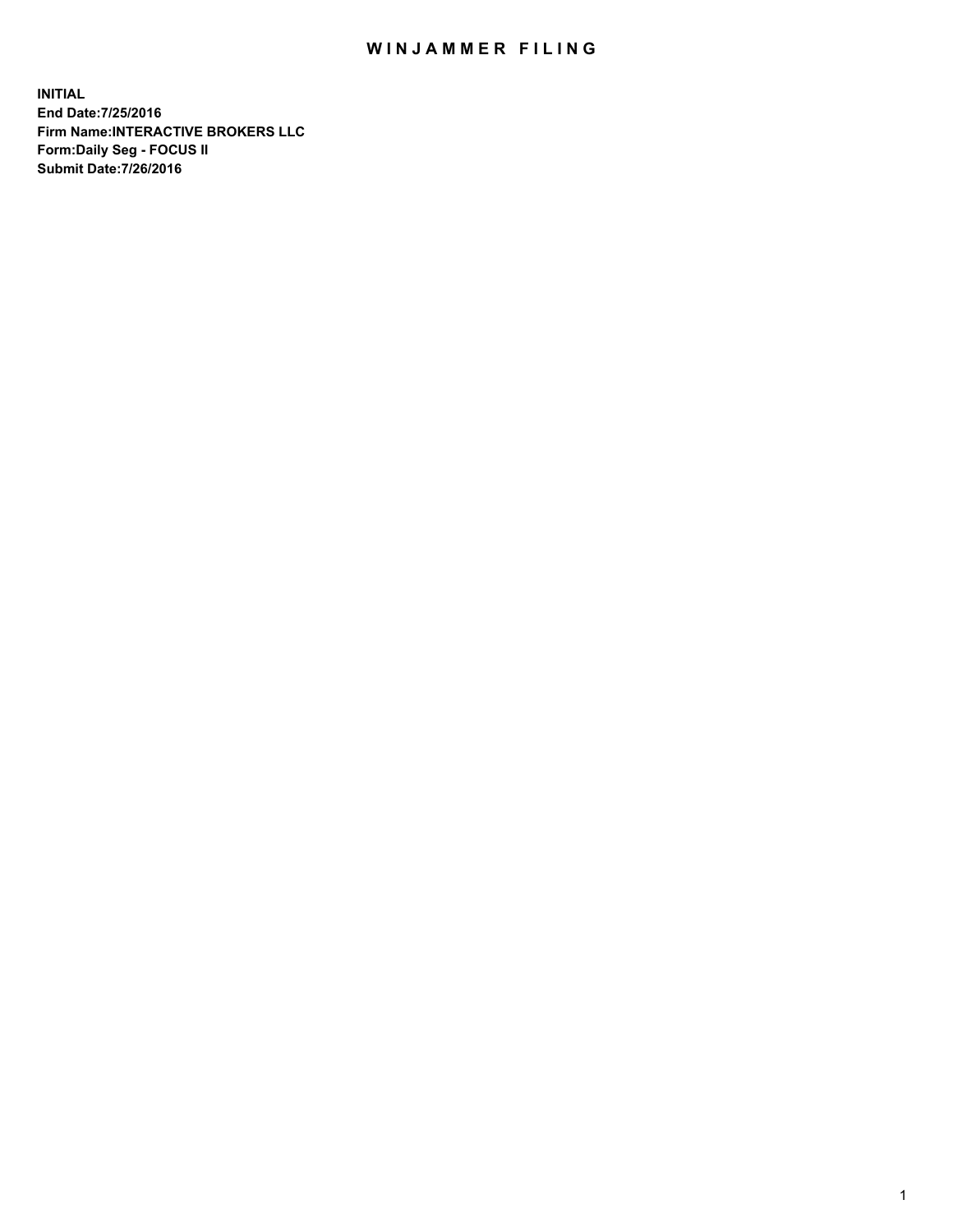# WINJAMMER FILING

**INITIAL**
**End Date:7/25/2016**
**Firm Name:INTERACTIVE BROKERS LLC**
**Form:Daily Seg - FOCUS II**
**Submit Date:7/26/2016**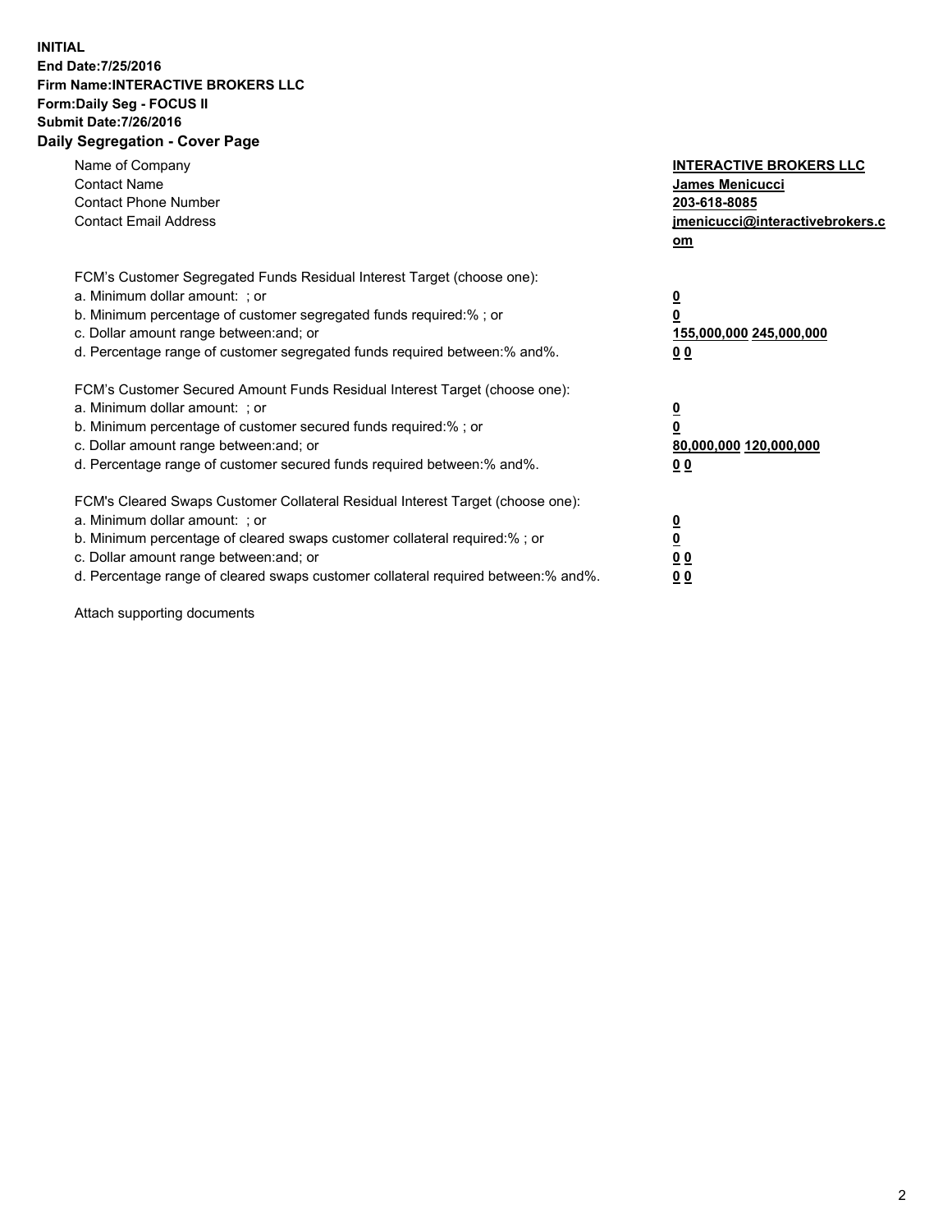**INITIAL**
**End Date:7/25/2016**
**Firm Name:INTERACTIVE BROKERS LLC**
**Form:Daily Seg - FOCUS II**
**Submit Date:7/26/2016**

## Daily Segregation - Cover Page

| | |
|---|---|
| Name of Company | **INTERACTIVE BROKERS LLC** |
| Contact Name | **James Menicucci** |
| Contact Phone Number | **203-618-8085** |
| Contact Email Address | **jmenicucci@interactivebrokers.com** |

FCM's Customer Segregated Funds Residual Interest Target (choose one):

| | |
|---|---|
| a. Minimum dollar amount: ; or | **0** |
| b. Minimum percentage of customer segregated funds required:% ; or | **0** |
| c. Dollar amount range between:and; or | **155,000,000 245,000,000** |
| d. Percentage range of customer segregated funds required between:% and%. | **0 0** |

FCM's Customer Secured Amount Funds Residual Interest Target (choose one):

| | |
|---|---|
| a. Minimum dollar amount: ; or | **0** |
| b. Minimum percentage of customer secured funds required:% ; or | **0** |
| c. Dollar amount range between:and; or | **80,000,000 120,000,000** |
| d. Percentage range of customer secured funds required between:% and%. | **0 0** |

FCM's Cleared Swaps Customer Collateral Residual Interest Target (choose one):

| | |
|---|---|
| a. Minimum dollar amount: ; or | **0** |
| b. Minimum percentage of cleared swaps customer collateral required:% ; or | **0** |
| c. Dollar amount range between:and; or | **0 0** |
| d. Percentage range of cleared swaps customer collateral required between:% and%. | **0 0** |

Attach supporting documents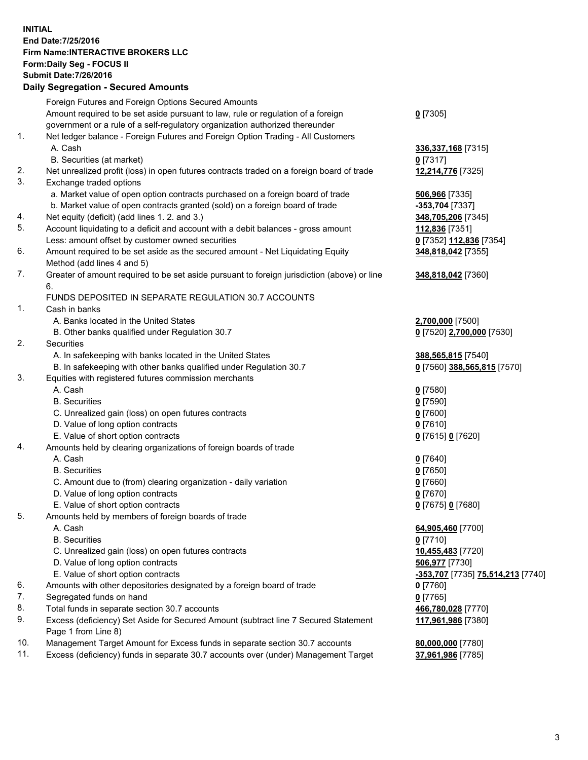**INITIAL**
**End Date:7/25/2016**
**Firm Name:INTERACTIVE BROKERS LLC**
**Form:Daily Seg - FOCUS II**
**Submit Date:7/26/2016**

### Daily Segregation - Secured Amounts

| | | |
|---|---|---|
| | Foreign Futures and Foreign Options Secured Amounts | |
| | Amount required to be set aside pursuant to law, rule or regulation of a foreign government or a rule of a self-regulatory organization authorized thereunder | **0** [7305] |
| 1. | Net ledger balance - Foreign Futures and Foreign Option Trading - All Customers | |
| | A. Cash | **336,337,168** [7315] |
| | B. Securities (at market) | **0** [7317] |
| 2. | Net unrealized profit (loss) in open futures contracts traded on a foreign board of trade | **12,214,776** [7325] |
| 3. | Exchange traded options | |
| | a. Market value of open option contracts purchased on a foreign board of trade | **506,966** [7335] |
| | b. Market value of open contracts granted (sold) on a foreign board of trade | **-353,704** [7337] |
| 4. | Net equity (deficit) (add lines 1. 2. and 3.) | **348,705,206** [7345] |
| 5. | Account liquidating to a deficit and account with a debit balances - gross amount | **112,836** [7351] |
| | Less: amount offset by customer owned securities | **0** [7352] **112,836** [7354] |
| 6. | Amount required to be set aside as the secured amount - Net Liquidating Equity Method (add lines 4 and 5) | **348,818,042** [7355] |
| 7. | Greater of amount required to be set aside pursuant to foreign jurisdiction (above) or line 6. | **348,818,042** [7360] |
| | FUNDS DEPOSITED IN SEPARATE REGULATION 30.7 ACCOUNTS | |
| 1. | Cash in banks | |
| | A. Banks located in the United States | **2,700,000** [7500] |
| | B. Other banks qualified under Regulation 30.7 | **0** [7520] **2,700,000** [7530] |
| 2. | Securities | |
| | A. In safekeeping with banks located in the United States | **388,565,815** [7540] |
| | B. In safekeeping with other banks qualified under Regulation 30.7 | **0** [7560] **388,565,815** [7570] |
| 3. | Equities with registered futures commission merchants | |
| | A. Cash | **0** [7580] |
| | B. Securities | **0** [7590] |
| | C. Unrealized gain (loss) on open futures contracts | **0** [7600] |
| | D. Value of long option contracts | **0** [7610] |
| | E. Value of short option contracts | **0** [7615] **0** [7620] |
| 4. | Amounts held by clearing organizations of foreign boards of trade | |
| | A. Cash | **0** [7640] |
| | B. Securities | **0** [7650] |
| | C. Amount due to (from) clearing organization - daily variation | **0** [7660] |
| | D. Value of long option contracts | **0** [7670] |
| | E. Value of short option contracts | **0** [7675] **0** [7680] |
| 5. | Amounts held by members of foreign boards of trade | |
| | A. Cash | **64,905,460** [7700] |
| | B. Securities | **0** [7710] |
| | C. Unrealized gain (loss) on open futures contracts | **10,455,483** [7720] |
| | D. Value of long option contracts | **506,977** [7730] |
| | E. Value of short option contracts | **-353,707** [7735] **75,514,213** [7740] |
| 6. | Amounts with other depositories designated by a foreign board of trade | **0** [7760] |
| 7. | Segregated funds on hand | **0** [7765] |
| 8. | Total funds in separate section 30.7 accounts | **466,780,028** [7770] |
| 9. | Excess (deficiency) Set Aside for Secured Amount (subtract line 7 Secured Statement Page 1 from Line 8) | **117,961,986** [7380] |
| 10. | Management Target Amount for Excess funds in separate section 30.7 accounts | **80,000,000** [7780] |
| 11. | Excess (deficiency) funds in separate 30.7 accounts over (under) Management Target | **37,961,986** [7785] |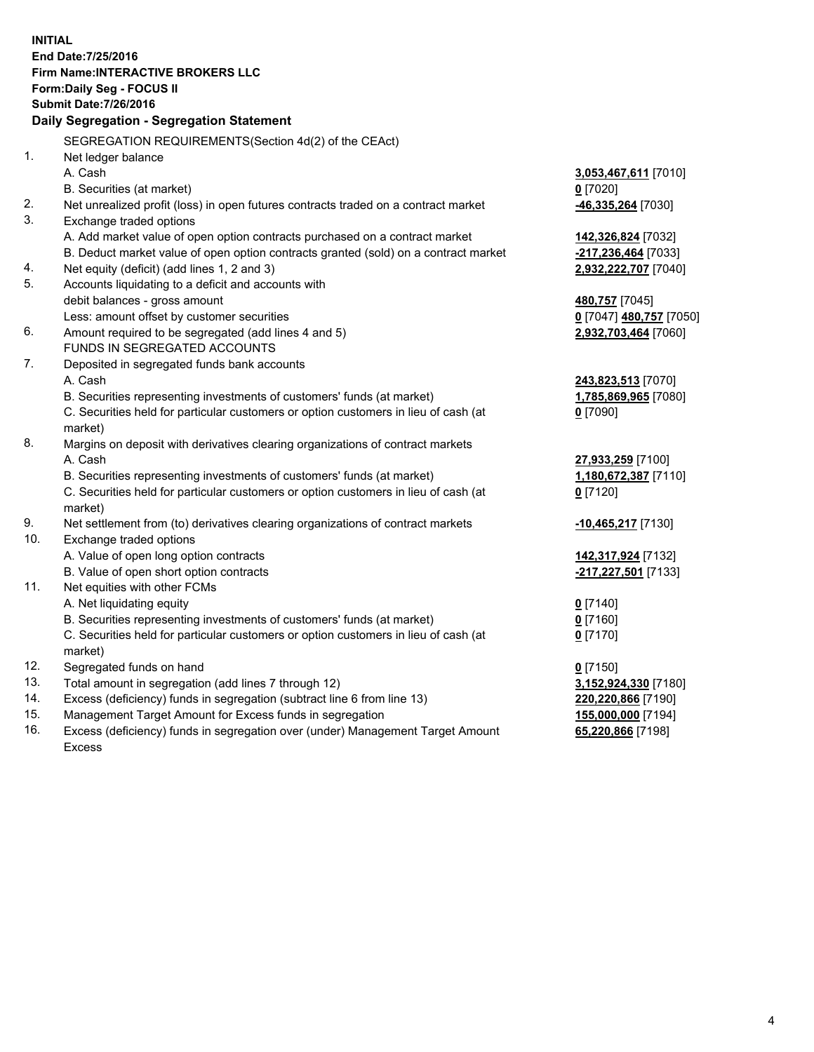**INITIAL**
**End Date:7/25/2016**
**Firm Name:INTERACTIVE BROKERS LLC**
**Form:Daily Seg - FOCUS II**
**Submit Date:7/26/2016**

**Daily Segregation - Segregation Statement**

| | | |
|---|---|---|
| | SEGREGATION REQUIREMENTS(Section 4d(2) of the CEAct) | |
| 1. | Net ledger balance | |
| | A. Cash | **3,053,467,611** [7010] |
| | B. Securities (at market) | **0** [7020] |
| 2. | Net unrealized profit (loss) in open futures contracts traded on a contract market | **-46,335,264** [7030] |
| 3. | Exchange traded options | |
| | A. Add market value of open option contracts purchased on a contract market | **142,326,824** [7032] |
| | B. Deduct market value of open option contracts granted (sold) on a contract market | **-217,236,464** [7033] |
| 4. | Net equity (deficit) (add lines 1, 2 and 3) | **2,932,222,707** [7040] |
| 5. | Accounts liquidating to a deficit and accounts with debit balances - gross amount | **480,757** [7045] |
| | Less: amount offset by customer securities | **0** [7047] **480,757** [7050] |
| 6. | Amount required to be segregated (add lines 4 and 5) | **2,932,703,464** [7060] |
| | FUNDS IN SEGREGATED ACCOUNTS | |
| 7. | Deposited in segregated funds bank accounts | |
| | A. Cash | **243,823,513** [7070] |
| | B. Securities representing investments of customers' funds (at market) | **1,785,869,965** [7080] |
| | C. Securities held for particular customers or option customers in lieu of cash (at market) | **0** [7090] |
| 8. | Margins on deposit with derivatives clearing organizations of contract markets | |
| | A. Cash | **27,933,259** [7100] |
| | B. Securities representing investments of customers' funds (at market) | **1,180,672,387** [7110] |
| | C. Securities held for particular customers or option customers in lieu of cash (at market) | **0** [7120] |
| 9. | Net settlement from (to) derivatives clearing organizations of contract markets | **-10,465,217** [7130] |
| 10. | Exchange traded options | |
| | A. Value of open long option contracts | **142,317,924** [7132] |
| | B. Value of open short option contracts | **-217,227,501** [7133] |
| 11. | Net equities with other FCMs | |
| | A. Net liquidating equity | **0** [7140] |
| | B. Securities representing investments of customers' funds (at market) | **0** [7160] |
| | C. Securities held for particular customers or option customers in lieu of cash (at market) | **0** [7170] |
| 12. | Segregated funds on hand | **0** [7150] |
| 13. | Total amount in segregation (add lines 7 through 12) | **3,152,924,330** [7180] |
| 14. | Excess (deficiency) funds in segregation (subtract line 6 from line 13) | **220,220,866** [7190] |
| 15. | Management Target Amount for Excess funds in segregation | **155,000,000** [7194] |
| 16. | Excess (deficiency) funds in segregation over (under) Management Target Amount Excess | **65,220,866** [7198] |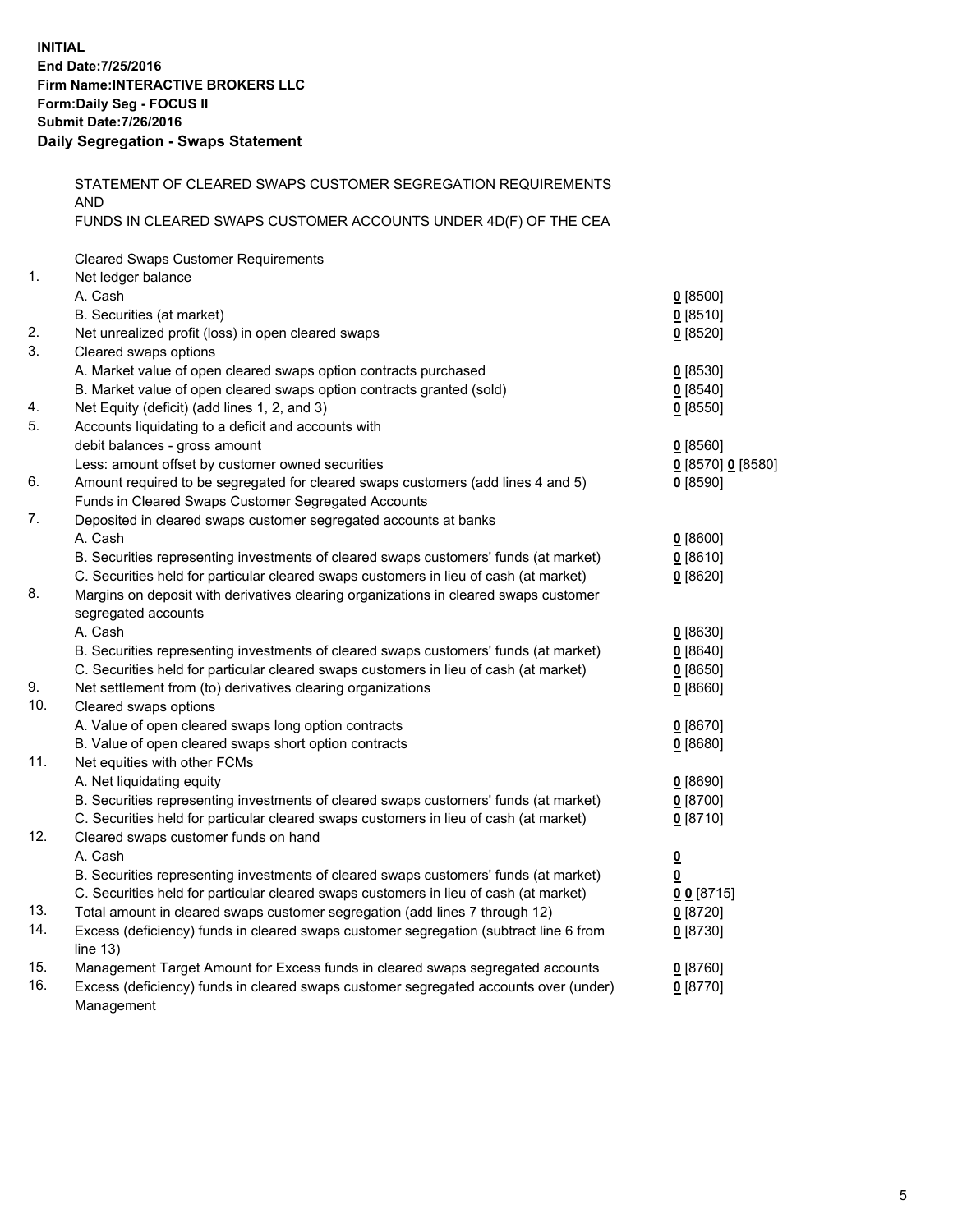**INITIAL**
**End Date:7/25/2016**
**Firm Name:INTERACTIVE BROKERS LLC**
**Form:Daily Seg - FOCUS II**
**Submit Date:7/26/2016**
**Daily Segregation - Swaps Statement**

STATEMENT OF CLEARED SWAPS CUSTOMER SEGREGATION REQUIREMENTS
AND
FUNDS IN CLEARED SWAPS CUSTOMER ACCOUNTS UNDER 4D(F) OF THE CEA

| | | |
|---|---|---|
| | Cleared Swaps Customer Requirements | |
| 1. | Net ledger balance | |
| | A. Cash | 0 [8500] |
| | B. Securities (at market) | 0 [8510] |
| 2. | Net unrealized profit (loss) in open cleared swaps | 0 [8520] |
| 3. | Cleared swaps options | |
| | A. Market value of open cleared swaps option contracts purchased | 0 [8530] |
| | B. Market value of open cleared swaps option contracts granted (sold) | 0 [8540] |
| 4. | Net Equity (deficit) (add lines 1, 2, and 3) | 0 [8550] |
| 5. | Accounts liquidating to a deficit and accounts with | |
| | debit balances - gross amount | 0 [8560] |
| | Less: amount offset by customer owned securities | 0 [8570] 0 [8580] |
| 6. | Amount required to be segregated for cleared swaps customers (add lines 4 and 5) | 0 [8590] |
| | Funds in Cleared Swaps Customer Segregated Accounts | |
| 7. | Deposited in cleared swaps customer segregated accounts at banks | |
| | A. Cash | 0 [8600] |
| | B. Securities representing investments of cleared swaps customers' funds (at market) | 0 [8610] |
| | C. Securities held for particular cleared swaps customers in lieu of cash (at market) | 0 [8620] |
| 8. | Margins on deposit with derivatives clearing organizations in cleared swaps customer segregated accounts | |
| | A. Cash | 0 [8630] |
| | B. Securities representing investments of cleared swaps customers' funds (at market) | 0 [8640] |
| | C. Securities held for particular cleared swaps customers in lieu of cash (at market) | 0 [8650] |
| 9. | Net settlement from (to) derivatives clearing organizations | 0 [8660] |
| 10. | Cleared swaps options | |
| | A. Value of open cleared swaps long option contracts | 0 [8670] |
| | B. Value of open cleared swaps short option contracts | 0 [8680] |
| 11. | Net equities with other FCMs | |
| | A. Net liquidating equity | 0 [8690] |
| | B. Securities representing investments of cleared swaps customers' funds (at market) | 0 [8700] |
| | C. Securities held for particular cleared swaps customers in lieu of cash (at market) | 0 [8710] |
| 12. | Cleared swaps customer funds on hand | |
| | A. Cash | 0 |
| | B. Securities representing investments of cleared swaps customers' funds (at market) | 0 |
| | C. Securities held for particular cleared swaps customers in lieu of cash (at market) | 0 0 [8715] |
| 13. | Total amount in cleared swaps customer segregation (add lines 7 through 12) | 0 [8720] |
| 14. | Excess (deficiency) funds in cleared swaps customer segregation (subtract line 6 from line 13) | 0 [8730] |
| 15. | Management Target Amount for Excess funds in cleared swaps segregated accounts | 0 [8760] |
| 16. | Excess (deficiency) funds in cleared swaps customer segregated accounts over (under) Management | 0 [8770] |